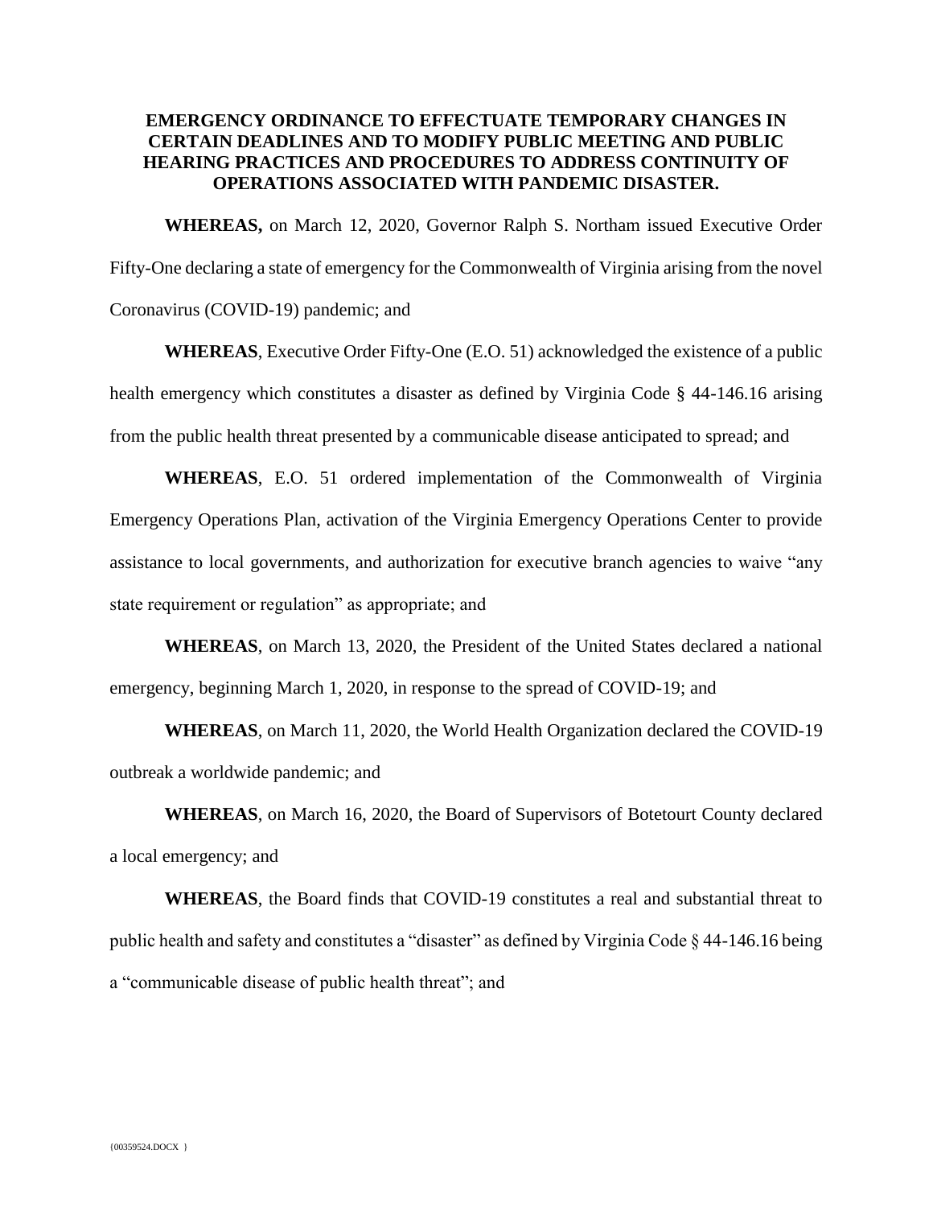# EMERGENCY ORDINANCE TO EFFECTUATE TEMPORARY CHANGES IN CERTAIN DEADLINES AND TO MODIFY PUBLIC MEETING AND PUBLIC HEARING PRACTICES AND PROCEDURES TO ADDRESS CONTINUITY OF OPERATIONS ASSOCIATED WITH PANDEMIC DISASTER.

**WHEREAS,** on March 12, 2020, Governor Ralph S. Northam issued Executive Order Fifty-One declaring a state of emergency for the Commonwealth of Virginia arising from the novel Coronavirus (COVID-19) pandemic; and

**WHEREAS**, Executive Order Fifty-One (E.O. 51) acknowledged the existence of a public health emergency which constitutes a disaster as defined by Virginia Code § 44-146.16 arising from the public health threat presented by a communicable disease anticipated to spread; and

**WHEREAS**, E.O. 51 ordered implementation of the Commonwealth of Virginia Emergency Operations Plan, activation of the Virginia Emergency Operations Center to provide assistance to local governments, and authorization for executive branch agencies to waive "any state requirement or regulation" as appropriate; and

**WHEREAS**, on March 13, 2020, the President of the United States declared a national emergency, beginning March 1, 2020, in response to the spread of COVID-19; and

**WHEREAS**, on March 11, 2020, the World Health Organization declared the COVID-19 outbreak a worldwide pandemic; and

**WHEREAS**, on March 16, 2020, the Board of Supervisors of Botetourt County declared a local emergency; and

**WHEREAS**, the Board finds that COVID-19 constitutes a real and substantial threat to public health and safety and constitutes a "disaster" as defined by Virginia Code § 44-146.16 being a "communicable disease of public health threat"; and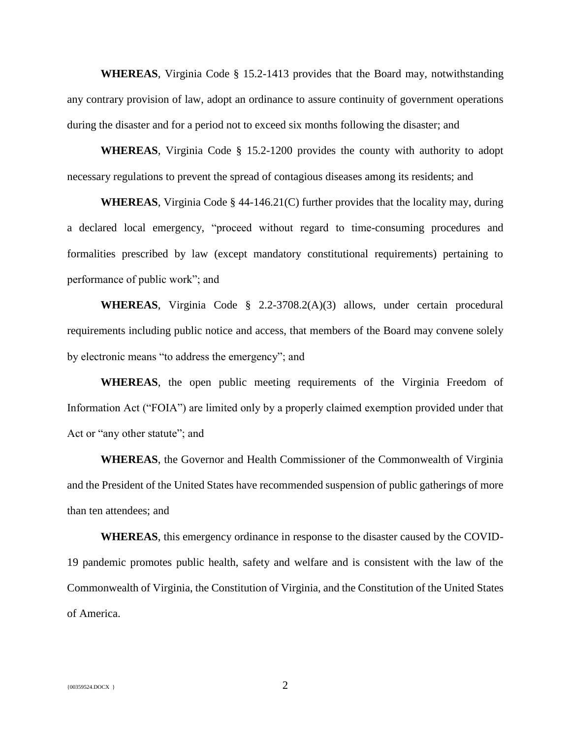**WHEREAS**, Virginia Code § 15.2-1413 provides that the Board may, notwithstanding any contrary provision of law, adopt an ordinance to assure continuity of government operations during the disaster and for a period not to exceed six months following the disaster; and

**WHEREAS**, Virginia Code § 15.2-1200 provides the county with authority to adopt necessary regulations to prevent the spread of contagious diseases among its residents; and

**WHEREAS**, Virginia Code § 44-146.21(C) further provides that the locality may, during a declared local emergency, "proceed without regard to time-consuming procedures and formalities prescribed by law (except mandatory constitutional requirements) pertaining to performance of public work"; and

**WHEREAS**, Virginia Code § 2.2-3708.2(A)(3) allows, under certain procedural requirements including public notice and access, that members of the Board may convene solely by electronic means "to address the emergency"; and

**WHEREAS**, the open public meeting requirements of the Virginia Freedom of Information Act ("FOIA") are limited only by a properly claimed exemption provided under that Act or "any other statute"; and

**WHEREAS**, the Governor and Health Commissioner of the Commonwealth of Virginia and the President of the United States have recommended suspension of public gatherings of more than ten attendees; and

**WHEREAS**, this emergency ordinance in response to the disaster caused by the COVID-19 pandemic promotes public health, safety and welfare and is consistent with the law of the Commonwealth of Virginia, the Constitution of Virginia, and the Constitution of the United States of America.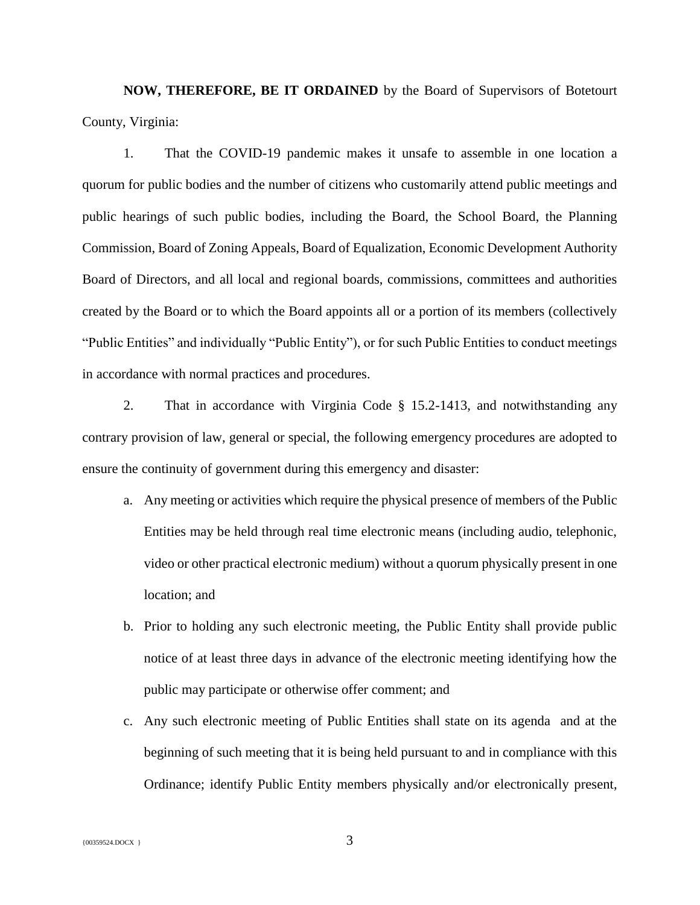**NOW, THEREFORE, BE IT ORDAINED** by the Board of Supervisors of Botetourt County, Virginia:

1. That the COVID-19 pandemic makes it unsafe to assemble in one location a quorum for public bodies and the number of citizens who customarily attend public meetings and public hearings of such public bodies, including the Board, the School Board, the Planning Commission, Board of Zoning Appeals, Board of Equalization, Economic Development Authority Board of Directors, and all local and regional boards, commissions, committees and authorities created by the Board or to which the Board appoints all or a portion of its members (collectively "Public Entities" and individually "Public Entity"), or for such Public Entities to conduct meetings in accordance with normal practices and procedures.

2. That in accordance with Virginia Code § 15.2-1413, and notwithstanding any contrary provision of law, general or special, the following emergency procedures are adopted to ensure the continuity of government during this emergency and disaster:

   a. Any meeting or activities which require the physical presence of members of the Public Entities may be held through real time electronic means (including audio, telephonic, video or other practical electronic medium) without a quorum physically present in one location; and

   b. Prior to holding any such electronic meeting, the Public Entity shall provide public notice of at least three days in advance of the electronic meeting identifying how the public may participate or otherwise offer comment; and

   c. Any such electronic meeting of Public Entities shall state on its agenda and at the beginning of such meeting that it is being held pursuant to and in compliance with this Ordinance; identify Public Entity members physically and/or electronically present,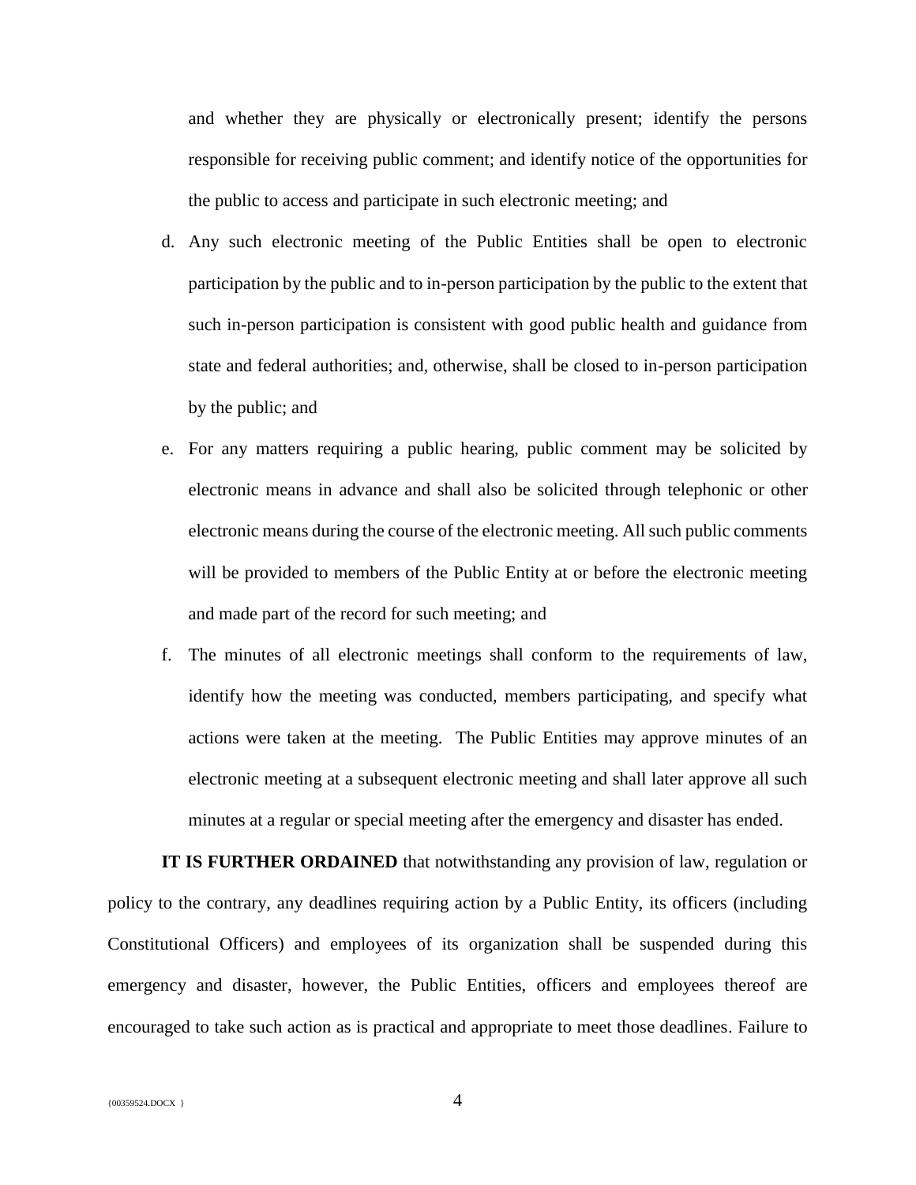and whether they are physically or electronically present; identify the persons responsible for receiving public comment; and identify notice of the opportunities for the public to access and participate in such electronic meeting; and

d. Any such electronic meeting of the Public Entities shall be open to electronic participation by the public and to in-person participation by the public to the extent that such in-person participation is consistent with good public health and guidance from state and federal authorities; and, otherwise, shall be closed to in-person participation by the public; and

e. For any matters requiring a public hearing, public comment may be solicited by electronic means in advance and shall also be solicited through telephonic or other electronic means during the course of the electronic meeting. All such public comments will be provided to members of the Public Entity at or before the electronic meeting and made part of the record for such meeting; and

f. The minutes of all electronic meetings shall conform to the requirements of law, identify how the meeting was conducted, members participating, and specify what actions were taken at the meeting. The Public Entities may approve minutes of an electronic meeting at a subsequent electronic meeting and shall later approve all such minutes at a regular or special meeting after the emergency and disaster has ended.

**IT IS FURTHER ORDAINED** that notwithstanding any provision of law, regulation or policy to the contrary, any deadlines requiring action by a Public Entity, its officers (including Constitutional Officers) and employees of its organization shall be suspended during this emergency and disaster, however, the Public Entities, officers and employees thereof are encouraged to take such action as is practical and appropriate to meet those deadlines. Failure to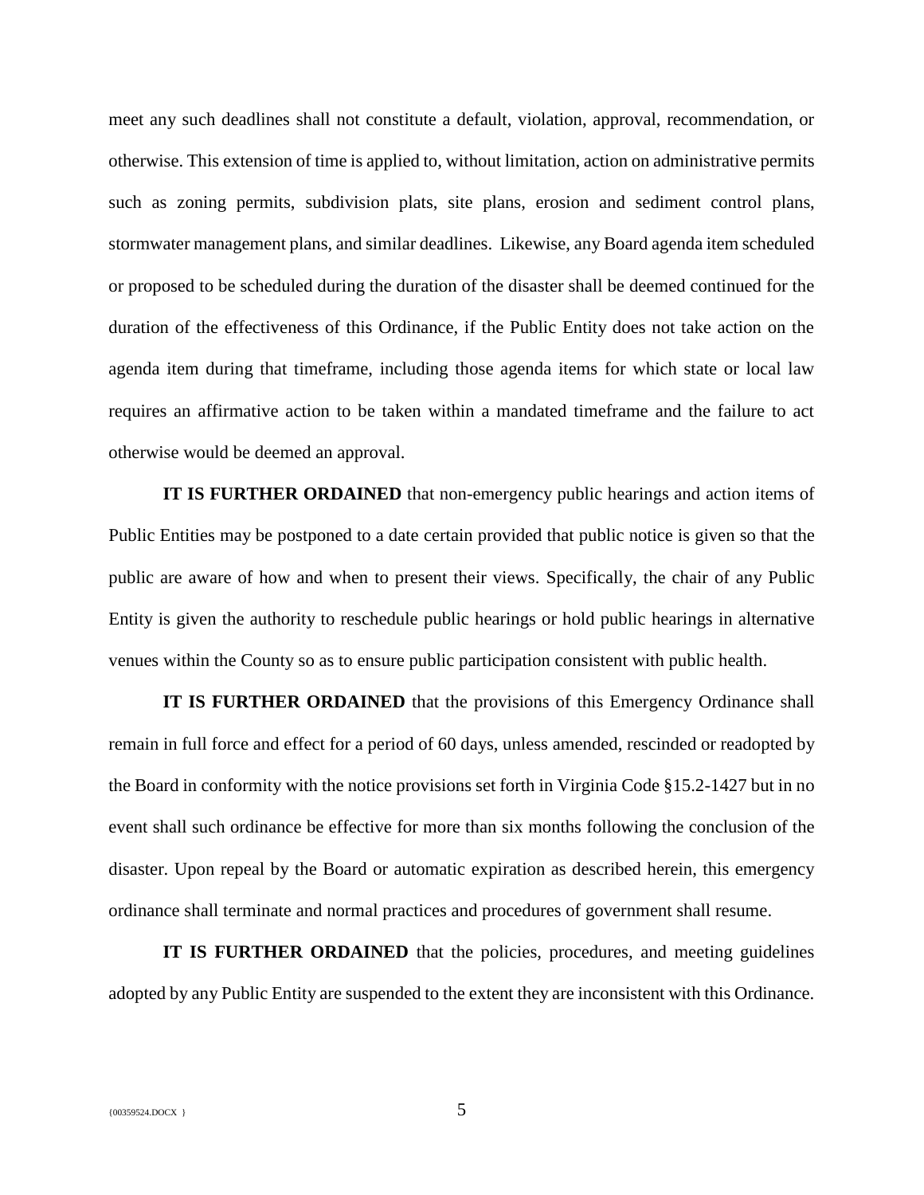meet any such deadlines shall not constitute a default, violation, approval, recommendation, or otherwise. This extension of time is applied to, without limitation, action on administrative permits such as zoning permits, subdivision plats, site plans, erosion and sediment control plans, stormwater management plans, and similar deadlines. Likewise, any Board agenda item scheduled or proposed to be scheduled during the duration of the disaster shall be deemed continued for the duration of the effectiveness of this Ordinance, if the Public Entity does not take action on the agenda item during that timeframe, including those agenda items for which state or local law requires an affirmative action to be taken within a mandated timeframe and the failure to act otherwise would be deemed an approval.

**IT IS FURTHER ORDAINED** that non-emergency public hearings and action items of Public Entities may be postponed to a date certain provided that public notice is given so that the public are aware of how and when to present their views. Specifically, the chair of any Public Entity is given the authority to reschedule public hearings or hold public hearings in alternative venues within the County so as to ensure public participation consistent with public health.

**IT IS FURTHER ORDAINED** that the provisions of this Emergency Ordinance shall remain in full force and effect for a period of 60 days, unless amended, rescinded or readopted by the Board in conformity with the notice provisions set forth in Virginia Code §15.2-1427 but in no event shall such ordinance be effective for more than six months following the conclusion of the disaster. Upon repeal by the Board or automatic expiration as described herein, this emergency ordinance shall terminate and normal practices and procedures of government shall resume.

**IT IS FURTHER ORDAINED** that the policies, procedures, and meeting guidelines adopted by any Public Entity are suspended to the extent they are inconsistent with this Ordinance.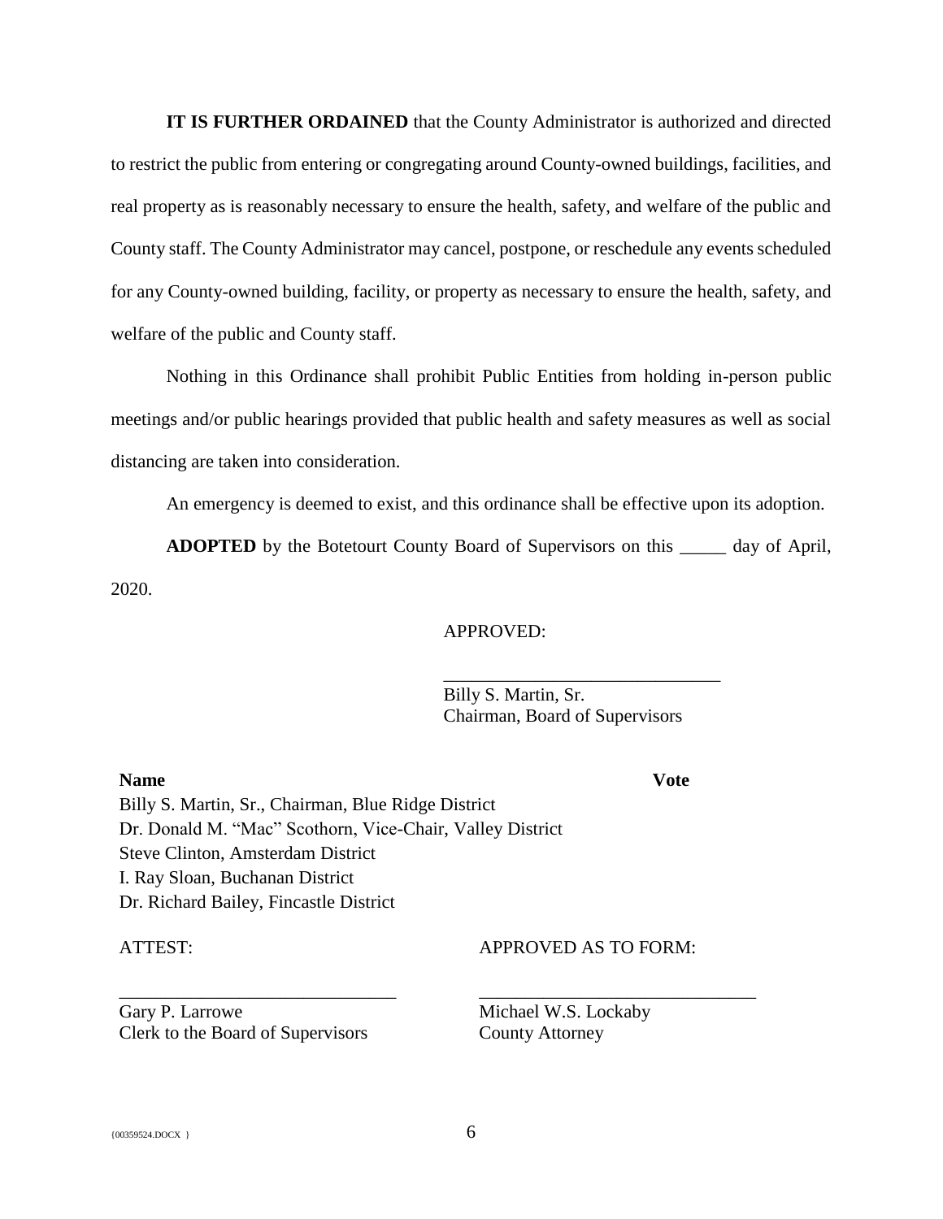**IT IS FURTHER ORDAINED** that the County Administrator is authorized and directed to restrict the public from entering or congregating around County-owned buildings, facilities, and real property as is reasonably necessary to ensure the health, safety, and welfare of the public and County staff. The County Administrator may cancel, postpone, or reschedule any events scheduled for any County-owned building, facility, or property as necessary to ensure the health, safety, and welfare of the public and County staff.

Nothing in this Ordinance shall prohibit Public Entities from holding in-person public meetings and/or public hearings provided that public health and safety measures as well as social distancing are taken into consideration.

An emergency is deemed to exist, and this ordinance shall be effective upon its adoption.

**ADOPTED** by the Botetourt County Board of Supervisors on this _____ day of April, 2020.

APPROVED:

______________________________
Billy S. Martin, Sr.
Chairman, Board of Supervisors

| Name | Vote |
| --- | --- |
| Billy S. Martin, Sr., Chairman, Blue Ridge District | |
| Dr. Donald M. "Mac" Scothorn, Vice-Chair, Valley District | |
| Steve Clinton, Amsterdam District | |
| I. Ray Sloan, Buchanan District | |
| Dr. Richard Bailey, Fincastle District | |

ATTEST:

______________________________
Gary P. Larrowe
Clerk to the Board of Supervisors

APPROVED AS TO FORM:

______________________________
Michael W.S. Lockaby
County Attorney

{00359524.DOCX }